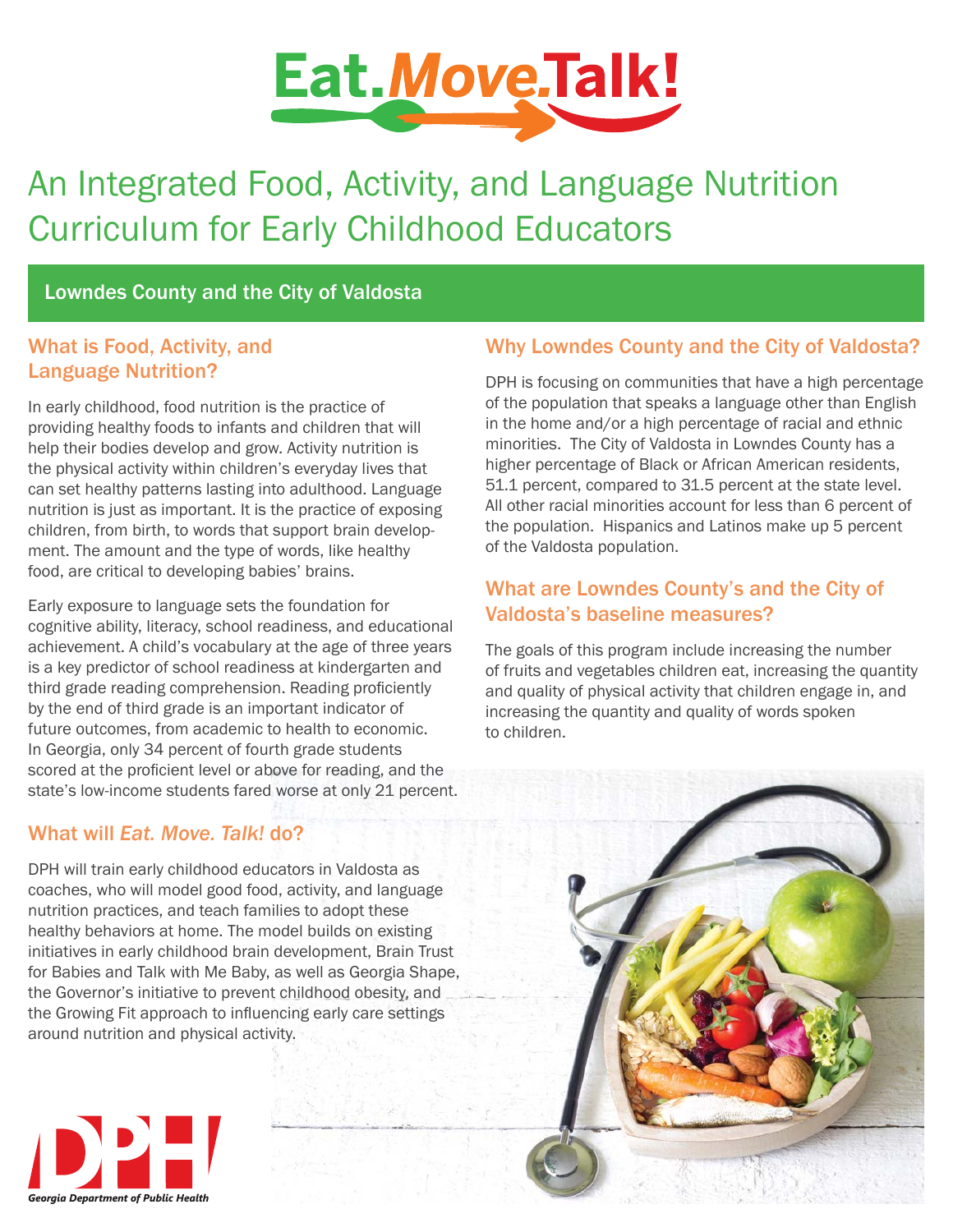# Eat. *Move.* Talk!

## An Integrated Food, Activity, and Language Nutrition Curriculum for Early Childhood Educators

### Lowndes County and the City of Valdosta

### What is Food, Activity, and Language Nutrition?

In early childhood, food nutrition is the practice of providing healthy foods to infants and children that will help their bodies develop and grow. Activity nutrition is the physical activity within children's everyday lives that can set healthy patterns lasting into adulthood. Language nutrition is just as important. It is the practice of exposing children, from birth, to words that support brain development. The amount and the type of words, like healthy food, are critical to developing babies' brains.

Early exposure to language sets the foundation for cognitive ability, literacy, school readiness, and educational achievement. A child's vocabulary at the age of three years is a key predictor of school readiness at kindergarten and third grade reading comprehension. Reading proficiently by the end of third grade is an important indicator of future outcomes, from academic to health to economic. In Georgia, only 34 percent of fourth grade students scored at the proficient level or above for reading, and the state's low-income students fared worse at only 21 percent.

### What will *Eat. Move. Talk!* do?

DPH will train early childhood educators in Valdosta as coaches, who will model good food, activity, and language nutrition practices, and teach families to adopt these healthy behaviors at home. The model builds on existing initiatives in early childhood brain development, Brain Trust for Babies and Talk with Me Baby, as well as Georgia Shape, the Governor's initiative to prevent childhood obesity, and the Growing Fit approach to influencing early care settings around nutrition and physical activity.

### Why Lowndes County and the City of Valdosta?

DPH is focusing on communities that have a high percentage of the population that speaks a language other than English in the home and/or a high percentage of racial and ethnic minorities. The City of Valdosta in Lowndes County has a higher percentage of Black or African American residents, 51.1 percent, compared to 31.5 percent at the state level. All other racial minorities account for less than 6 percent of the population. Hispanics and Latinos make up 5 percent of the Valdosta population.

### What are Lowndes County's and the City of Valdosta's baseline measures?

The goals of this program include increasing the number of fruits and vegetables children eat, increasing the quantity and quality of physical activity that children engage in, and increasing the quantity and quality of words spoken to children.

DPH

Georgia Department of Public Health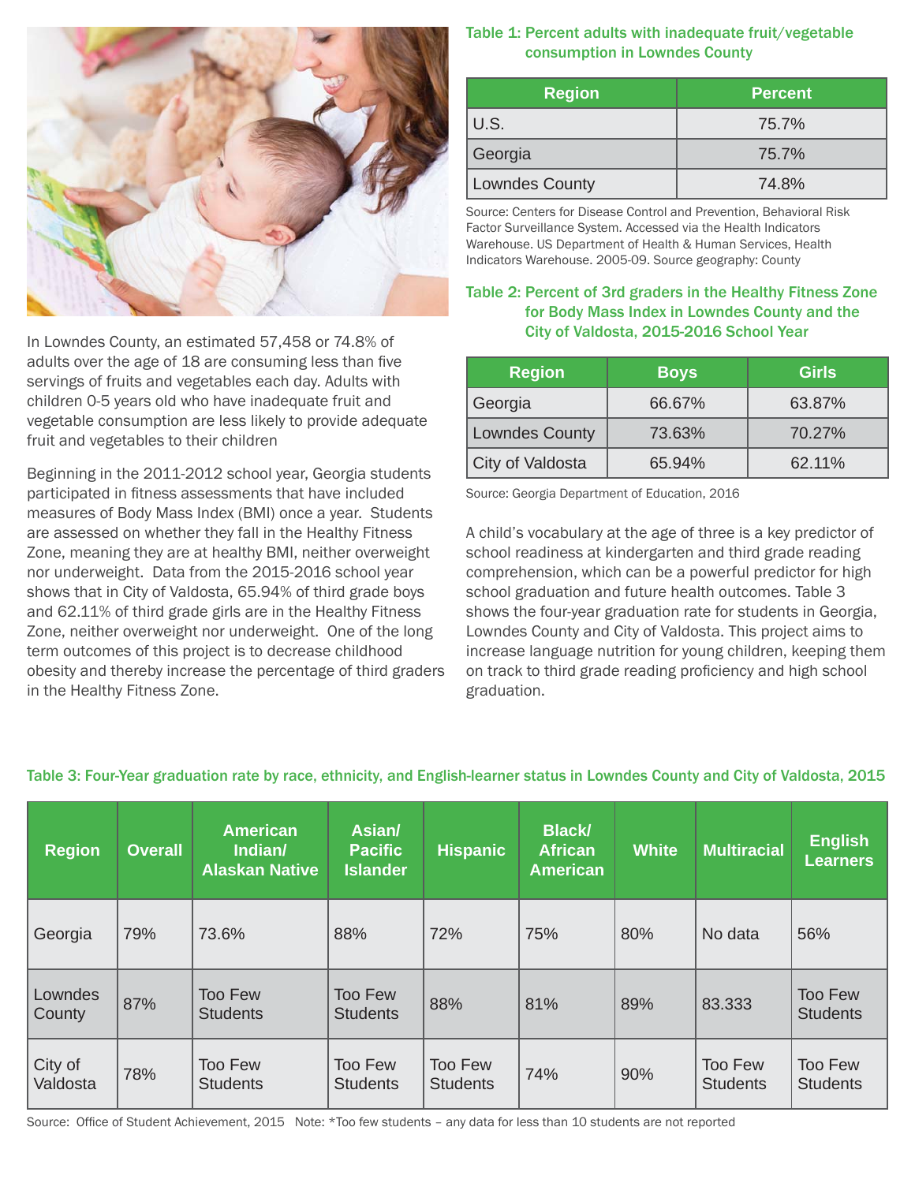In Lowndes County, an estimated 57,458 or 74.8% of adults over the age of 18 are consuming less than five servings of fruits and vegetables each day. Adults with children 0-5 years old who have inadequate fruit and vegetable consumption are less likely to provide adequate fruit and vegetables to their children

Beginning in the 2011-2012 school year, Georgia students participated in fitness assessments that have included measures of Body Mass Index (BMI) once a year. Students are assessed on whether they fall in the Healthy Fitness Zone, meaning they are at healthy BMI, neither overweight nor underweight. Data from the 2015-2016 school year shows that in City of Valdosta, 65.94% of third grade boys and 62.11% of third grade girls are in the Healthy Fitness Zone, neither overweight nor underweight. One of the long term outcomes of this project is to decrease childhood obesity and thereby increase the percentage of third graders in the Healthy Fitness Zone.

**Table 1: Percent adults with inadequate fruit/vegetable consumption in Lowndes County**

| Region | Percent |
|---|---|
| U.S. | 75.7% |
| Georgia | 75.7% |
| Lowndes County | 74.8% |

Source: Centers for Disease Control and Prevention, Behavioral Risk Factor Surveillance System. Accessed via the Health Indicators Warehouse. US Department of Health & Human Services, Health Indicators Warehouse. 2005-09. Source geography: County

**Table 2: Percent of 3rd graders in the Healthy Fitness Zone for Body Mass Index in Lowndes County and the City of Valdosta, 2015-2016 School Year**

| Region | Boys | Girls |
|---|---|---|
| Georgia | 66.67% | 63.87% |
| Lowndes County | 73.63% | 70.27% |
| City of Valdosta | 65.94% | 62.11% |

Source: Georgia Department of Education, 2016

A child's vocabulary at the age of three is a key predictor of school readiness at kindergarten and third grade reading comprehension, which can be a powerful predictor for high school graduation and future health outcomes. Table 3 shows the four-year graduation rate for students in Georgia, Lowndes County and City of Valdosta. This project aims to increase language nutrition for young children, keeping them on track to third grade reading proficiency and high school graduation.

**Table 3: Four-Year graduation rate by race, ethnicity, and English-learner status in Lowndes County and City of Valdosta, 2015**

| Region | Overall | American Indian/ Alaskan Native | Asian/ Pacific Islander | Hispanic | Black/ African American | White | Multiracial | English Learners |
|---|---|---|---|---|---|---|---|---|
| Georgia | 79% | 73.6% | 88% | 72% | 75% | 80% | No data | 56% |
| Lowndes County | 87% | Too Few Students | Too Few Students | 88% | 81% | 89% | 83.333 | Too Few Students |
| City of Valdosta | 78% | Too Few Students | Too Few Students | Too Few Students | 74% | 90% | Too Few Students | Too Few Students |

Source: Office of Student Achievement, 2015 Note: *Too few students – any data for less than 10 students are not reported